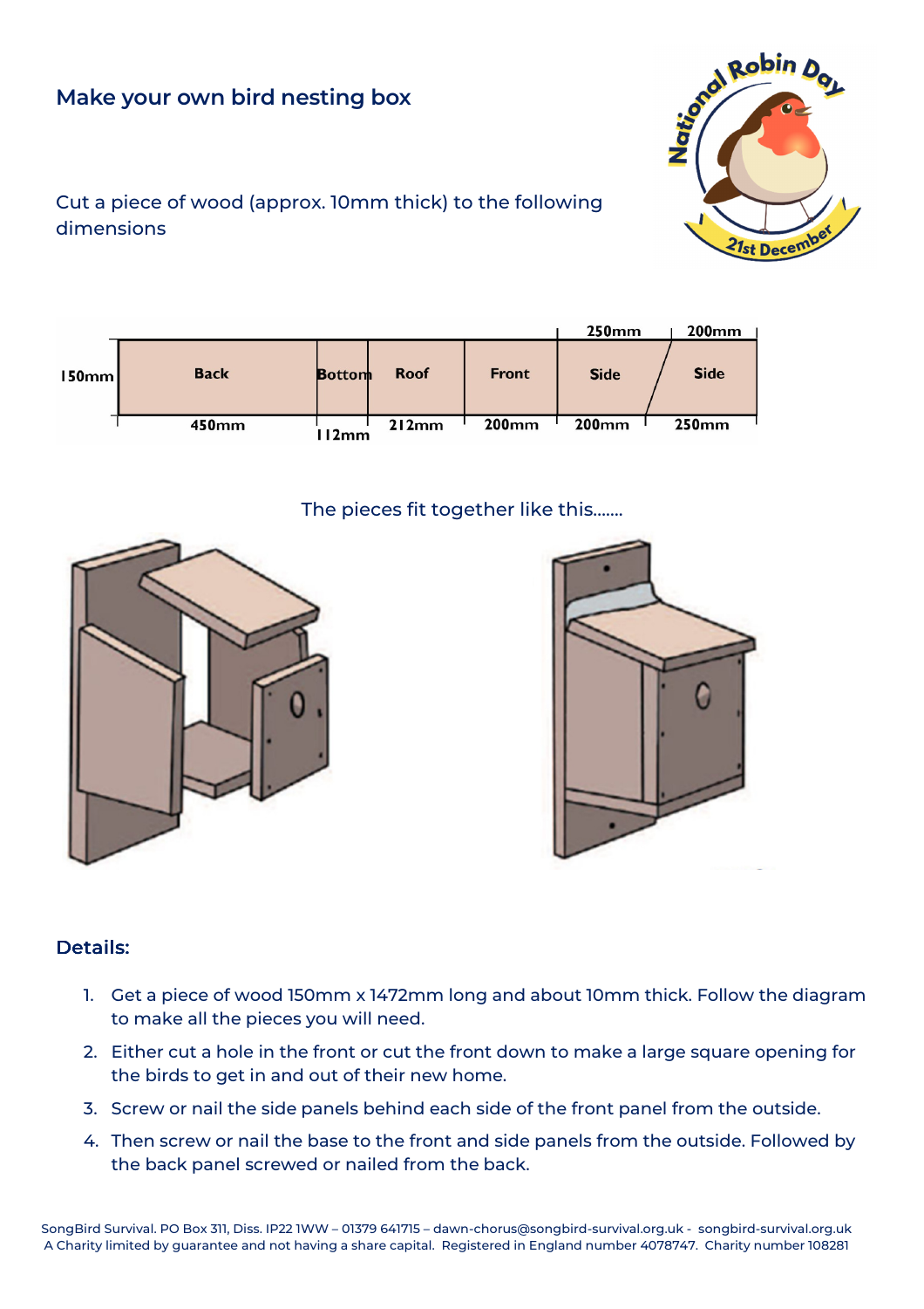# Make your own bird nesting box

Cut a piece of wood (approx. 10mm thick) to the following dimensions

| 150mm | Back | Bottom | Roof | Front | Side | Side |
|---|---|---|---|---|---|---|
| Top | | | | | 250mm | 200mm |
| Bottom | 450mm | 112mm | 212mm | 200mm | 200mm | 250mm |

The pieces fit together like this.......

## Details:

1. Get a piece of wood 150mm x 1472mm long and about 10mm thick. Follow the diagram to make all the pieces you will need.
2. Either cut a hole in the front or cut the front down to make a large square opening for the birds to get in and out of their new home.
3. Screw or nail the side panels behind each side of the front panel from the outside.
4. Then screw or nail the base to the front and side panels from the outside. Followed by the back panel screwed or nailed from the back.

SongBird Survival. PO Box 311, Diss. IP22 1WW – 01379 641715 – dawn-chorus@songbird-survival.org.uk - songbird-survival.org.uk
A Charity limited by guarantee and not having a share capital. Registered in England number 4078747. Charity number 108281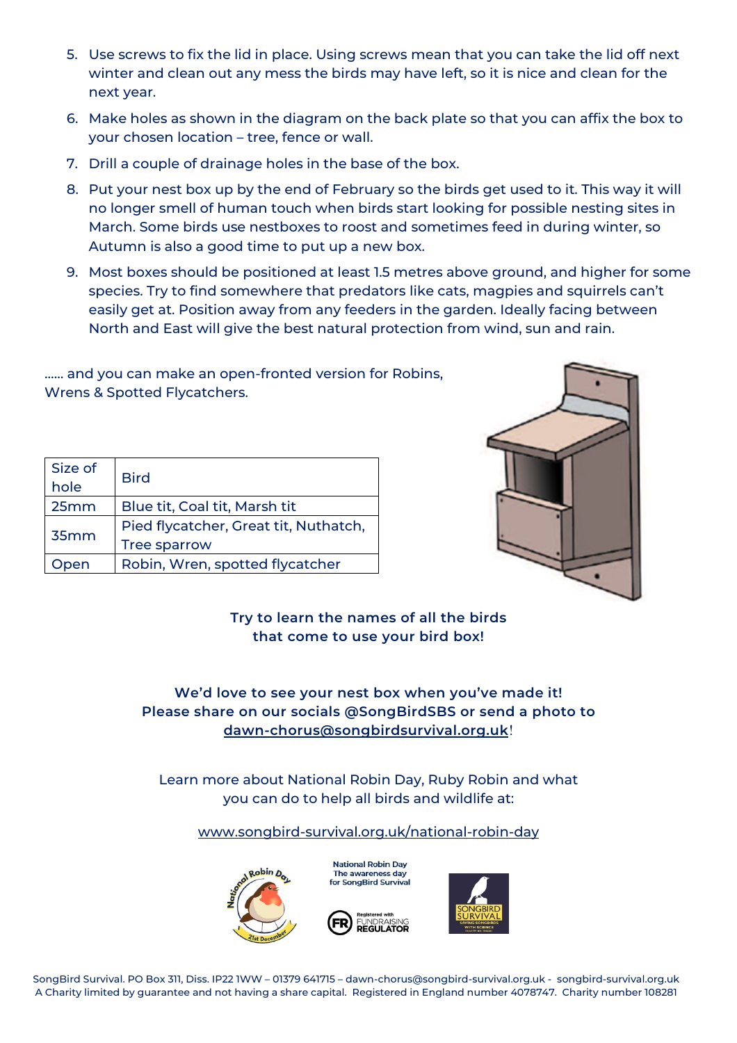5. Use screws to fix the lid in place. Using screws mean that you can take the lid off next winter and clean out any mess the birds may have left, so it is nice and clean for the next year.
6. Make holes as shown in the diagram on the back plate so that you can affix the box to your chosen location – tree, fence or wall.
7. Drill a couple of drainage holes in the base of the box.
8. Put your nest box up by the end of February so the birds get used to it. This way it will no longer smell of human touch when birds start looking for possible nesting sites in March. Some birds use nestboxes to roost and sometimes feed in during winter, so Autumn is also a good time to put up a new box.
9. Most boxes should be positioned at least 1.5 metres above ground, and higher for some species. Try to find somewhere that predators like cats, magpies and squirrels can't easily get at. Position away from any feeders in the garden. Ideally facing between North and East will give the best natural protection from wind, sun and rain.

...... and you can make an open-fronted version for Robins, Wrens & Spotted Flycatchers.

| Size of hole | Bird |
|---|---|
| 25mm | Blue tit, Coal tit, Marsh tit |
| 35mm | Pied flycatcher, Great tit, Nuthatch, Tree sparrow |
| Open | Robin, Wren, spotted flycatcher |

**Try to learn the names of all the birds that come to use your bird box!**

**We'd love to see your nest box when you've made it! Please share on our socials @SongBirdSBS or send a photo to dawn-chorus@songbirdsurvival.org.uk!**

Learn more about National Robin Day, Ruby Robin and what you can do to help all birds and wildlife at:

www.songbird-survival.org.uk/national-robin-day

National Robin Day
The awareness day for SongBird Survival

SongBird Survival. PO Box 311, Diss. IP22 1WW – 01379 641715 – dawn-chorus@songbird-survival.org.uk - songbird-survival.org.uk
A Charity limited by guarantee and not having a share capital. Registered in England number 4078747. Charity number 108281